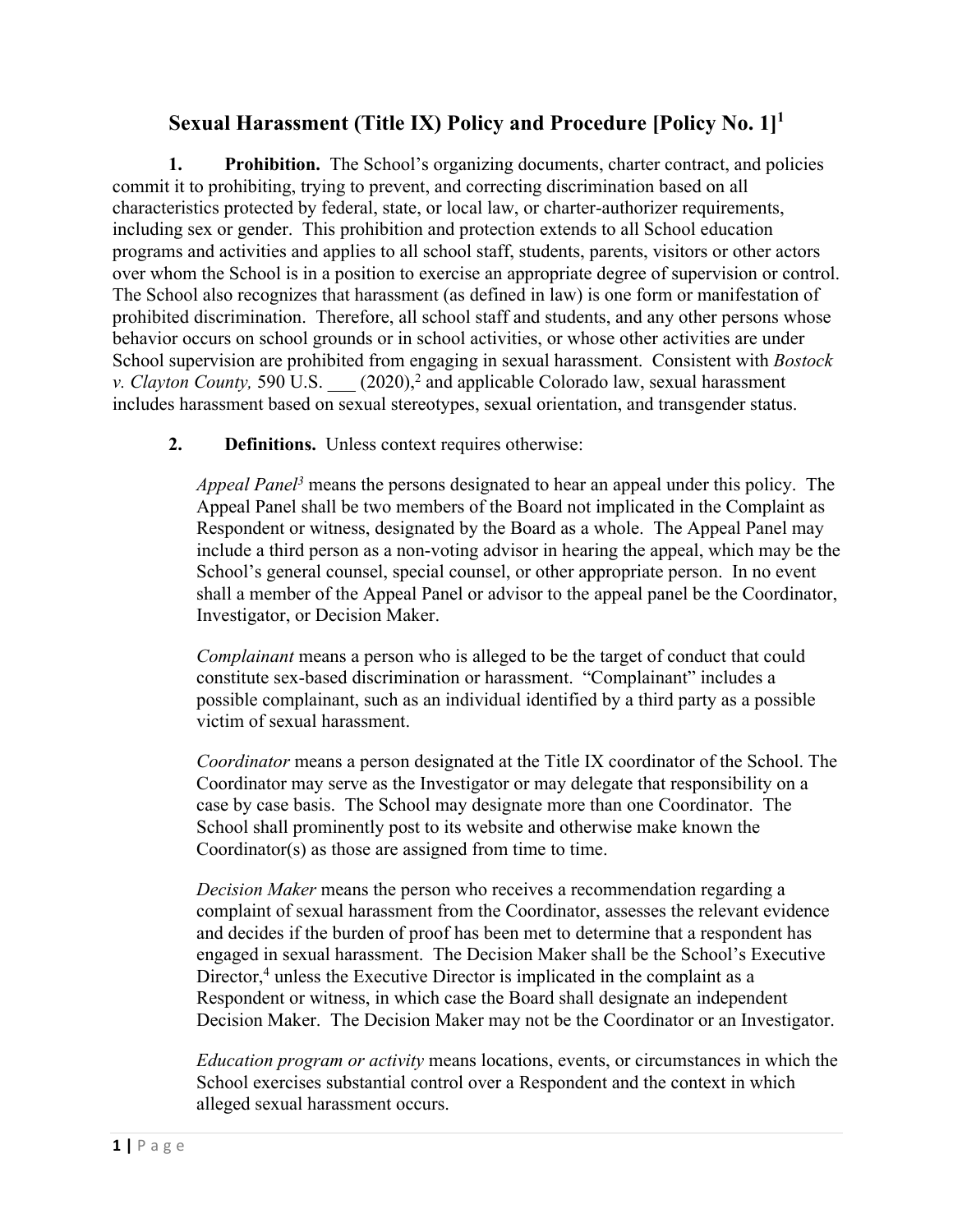# Sexual Harassment (Title IX) Policy and Procedure [Policy No. 1][1]

**1. Prohibition.** The School's organizing documents, charter contract, and policies commit it to prohibiting, trying to prevent, and correcting discrimination based on all characteristics protected by federal, state, or local law, or charter-authorizer requirements, including sex or gender. This prohibition and protection extends to all School education programs and activities and applies to all school staff, students, parents, visitors or other actors over whom the School is in a position to exercise an appropriate degree of supervision or control. The School also recognizes that harassment (as defined in law) is one form or manifestation of prohibited discrimination. Therefore, all school staff and students, and any other persons whose behavior occurs on school grounds or in school activities, or whose other activities are under School supervision are prohibited from engaging in sexual harassment. Consistent with *Bostock v. Clayton County,* 590 U.S. ___ (2020),[2] and applicable Colorado law, sexual harassment includes harassment based on sexual stereotypes, sexual orientation, and transgender status.

**2. Definitions.** Unless context requires otherwise:

*Appeal Panel*[3] means the persons designated to hear an appeal under this policy. The Appeal Panel shall be two members of the Board not implicated in the Complaint as Respondent or witness, designated by the Board as a whole. The Appeal Panel may include a third person as a non-voting advisor in hearing the appeal, which may be the School's general counsel, special counsel, or other appropriate person. In no event shall a member of the Appeal Panel or advisor to the appeal panel be the Coordinator, Investigator, or Decision Maker.

*Complainant* means a person who is alleged to be the target of conduct that could constitute sex-based discrimination or harassment. "Complainant" includes a possible complainant, such as an individual identified by a third party as a possible victim of sexual harassment.

*Coordinator* means a person designated at the Title IX coordinator of the School. The Coordinator may serve as the Investigator or may delegate that responsibility on a case by case basis. The School may designate more than one Coordinator. The School shall prominently post to its website and otherwise make known the Coordinator(s) as those are assigned from time to time.

*Decision Maker* means the person who receives a recommendation regarding a complaint of sexual harassment from the Coordinator, assesses the relevant evidence and decides if the burden of proof has been met to determine that a respondent has engaged in sexual harassment. The Decision Maker shall be the School's Executive Director,[4] unless the Executive Director is implicated in the complaint as a Respondent or witness, in which case the Board shall designate an independent Decision Maker. The Decision Maker may not be the Coordinator or an Investigator.

*Education program or activity* means locations, events, or circumstances in which the School exercises substantial control over a Respondent and the context in which alleged sexual harassment occurs.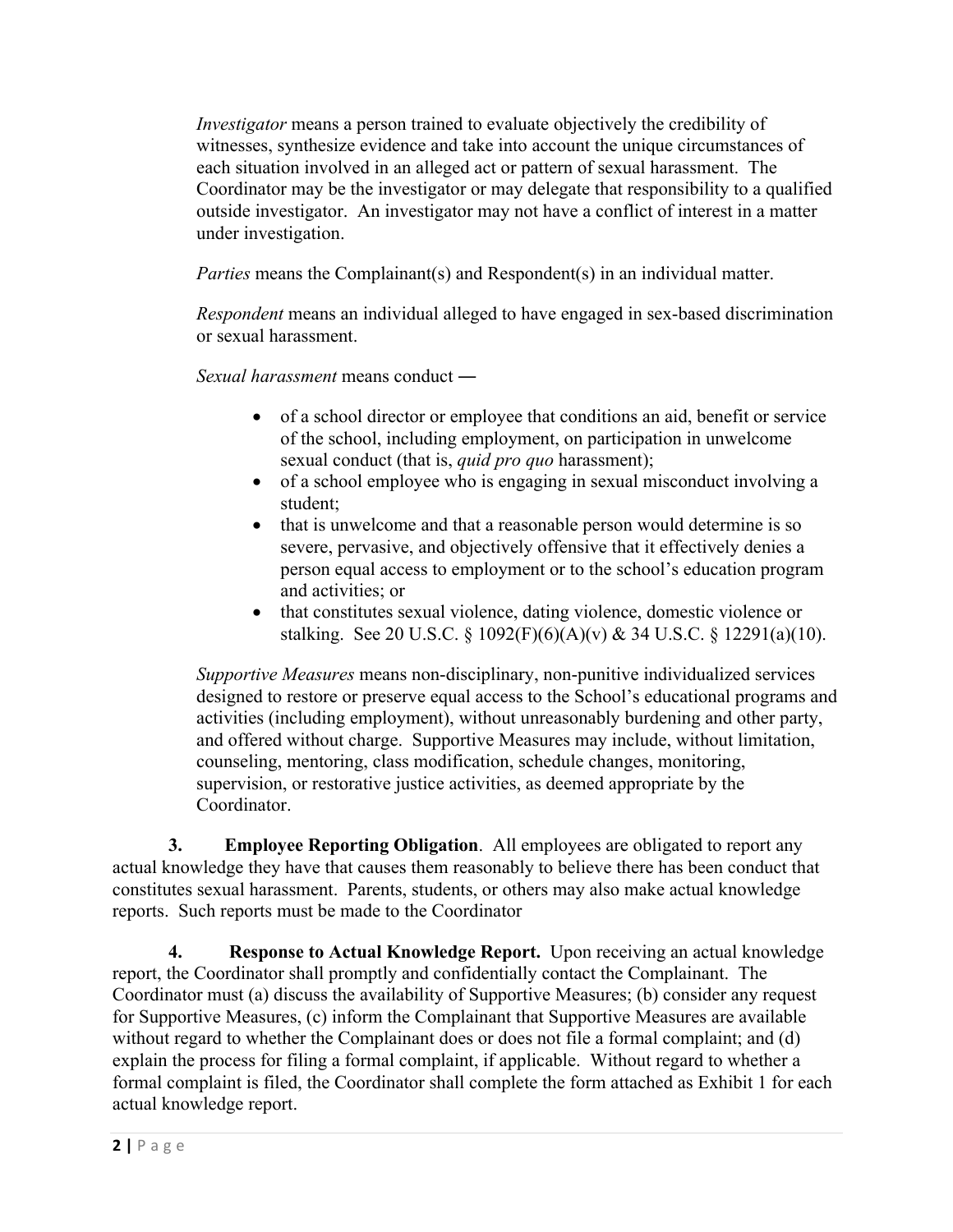*Investigator* means a person trained to evaluate objectively the credibility of witnesses, synthesize evidence and take into account the unique circumstances of each situation involved in an alleged act or pattern of sexual harassment. The Coordinator may be the investigator or may delegate that responsibility to a qualified outside investigator. An investigator may not have a conflict of interest in a matter under investigation.

*Parties* means the Complainant(s) and Respondent(s) in an individual matter.

*Respondent* means an individual alleged to have engaged in sex-based discrimination or sexual harassment.

*Sexual harassment* means conduct —

- of a school director or employee that conditions an aid, benefit or service of the school, including employment, on participation in unwelcome sexual conduct (that is, *quid pro quo* harassment);
- of a school employee who is engaging in sexual misconduct involving a student;
- that is unwelcome and that a reasonable person would determine is so severe, pervasive, and objectively offensive that it effectively denies a person equal access to employment or to the school's education program and activities; or
- that constitutes sexual violence, dating violence, domestic violence or stalking. See 20 U.S.C. § 1092(F)(6)(A)(v) & 34 U.S.C. § 12291(a)(10).

*Supportive Measures* means non-disciplinary, non-punitive individualized services designed to restore or preserve equal access to the School's educational programs and activities (including employment), without unreasonably burdening and other party, and offered without charge. Supportive Measures may include, without limitation, counseling, mentoring, class modification, schedule changes, monitoring, supervision, or restorative justice activities, as deemed appropriate by the Coordinator.

**3. Employee Reporting Obligation**. All employees are obligated to report any actual knowledge they have that causes them reasonably to believe there has been conduct that constitutes sexual harassment. Parents, students, or others may also make actual knowledge reports. Such reports must be made to the Coordinator

**4. Response to Actual Knowledge Report.** Upon receiving an actual knowledge report, the Coordinator shall promptly and confidentially contact the Complainant. The Coordinator must (a) discuss the availability of Supportive Measures; (b) consider any request for Supportive Measures, (c) inform the Complainant that Supportive Measures are available without regard to whether the Complainant does or does not file a formal complaint; and (d) explain the process for filing a formal complaint, if applicable. Without regard to whether a formal complaint is filed, the Coordinator shall complete the form attached as Exhibit 1 for each actual knowledge report.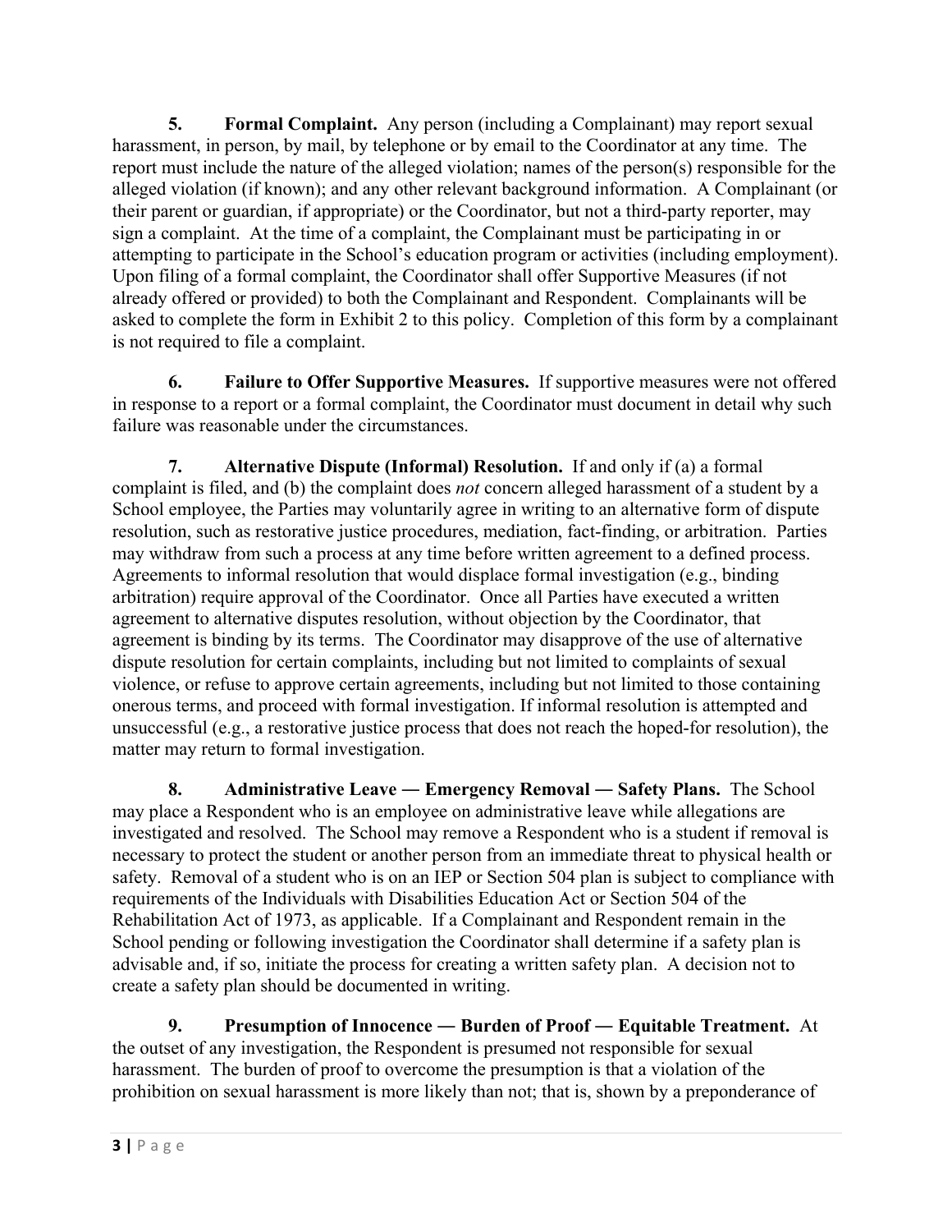**5. Formal Complaint.** Any person (including a Complainant) may report sexual harassment, in person, by mail, by telephone or by email to the Coordinator at any time. The report must include the nature of the alleged violation; names of the person(s) responsible for the alleged violation (if known); and any other relevant background information. A Complainant (or their parent or guardian, if appropriate) or the Coordinator, but not a third-party reporter, may sign a complaint. At the time of a complaint, the Complainant must be participating in or attempting to participate in the School's education program or activities (including employment). Upon filing of a formal complaint, the Coordinator shall offer Supportive Measures (if not already offered or provided) to both the Complainant and Respondent. Complainants will be asked to complete the form in Exhibit 2 to this policy. Completion of this form by a complainant is not required to file a complaint.

**6. Failure to Offer Supportive Measures.** If supportive measures were not offered in response to a report or a formal complaint, the Coordinator must document in detail why such failure was reasonable under the circumstances.

**7. Alternative Dispute (Informal) Resolution.** If and only if (a) a formal complaint is filed, and (b) the complaint does *not* concern alleged harassment of a student by a School employee, the Parties may voluntarily agree in writing to an alternative form of dispute resolution, such as restorative justice procedures, mediation, fact-finding, or arbitration. Parties may withdraw from such a process at any time before written agreement to a defined process. Agreements to informal resolution that would displace formal investigation (e.g., binding arbitration) require approval of the Coordinator. Once all Parties have executed a written agreement to alternative disputes resolution, without objection by the Coordinator, that agreement is binding by its terms. The Coordinator may disapprove of the use of alternative dispute resolution for certain complaints, including but not limited to complaints of sexual violence, or refuse to approve certain agreements, including but not limited to those containing onerous terms, and proceed with formal investigation. If informal resolution is attempted and unsuccessful (e.g., a restorative justice process that does not reach the hoped-for resolution), the matter may return to formal investigation.

**8. Administrative Leave — Emergency Removal — Safety Plans.** The School may place a Respondent who is an employee on administrative leave while allegations are investigated and resolved. The School may remove a Respondent who is a student if removal is necessary to protect the student or another person from an immediate threat to physical health or safety. Removal of a student who is on an IEP or Section 504 plan is subject to compliance with requirements of the Individuals with Disabilities Education Act or Section 504 of the Rehabilitation Act of 1973, as applicable. If a Complainant and Respondent remain in the School pending or following investigation the Coordinator shall determine if a safety plan is advisable and, if so, initiate the process for creating a written safety plan. A decision not to create a safety plan should be documented in writing.

**9. Presumption of Innocence — Burden of Proof — Equitable Treatment.** At the outset of any investigation, the Respondent is presumed not responsible for sexual harassment. The burden of proof to overcome the presumption is that a violation of the prohibition on sexual harassment is more likely than not; that is, shown by a preponderance of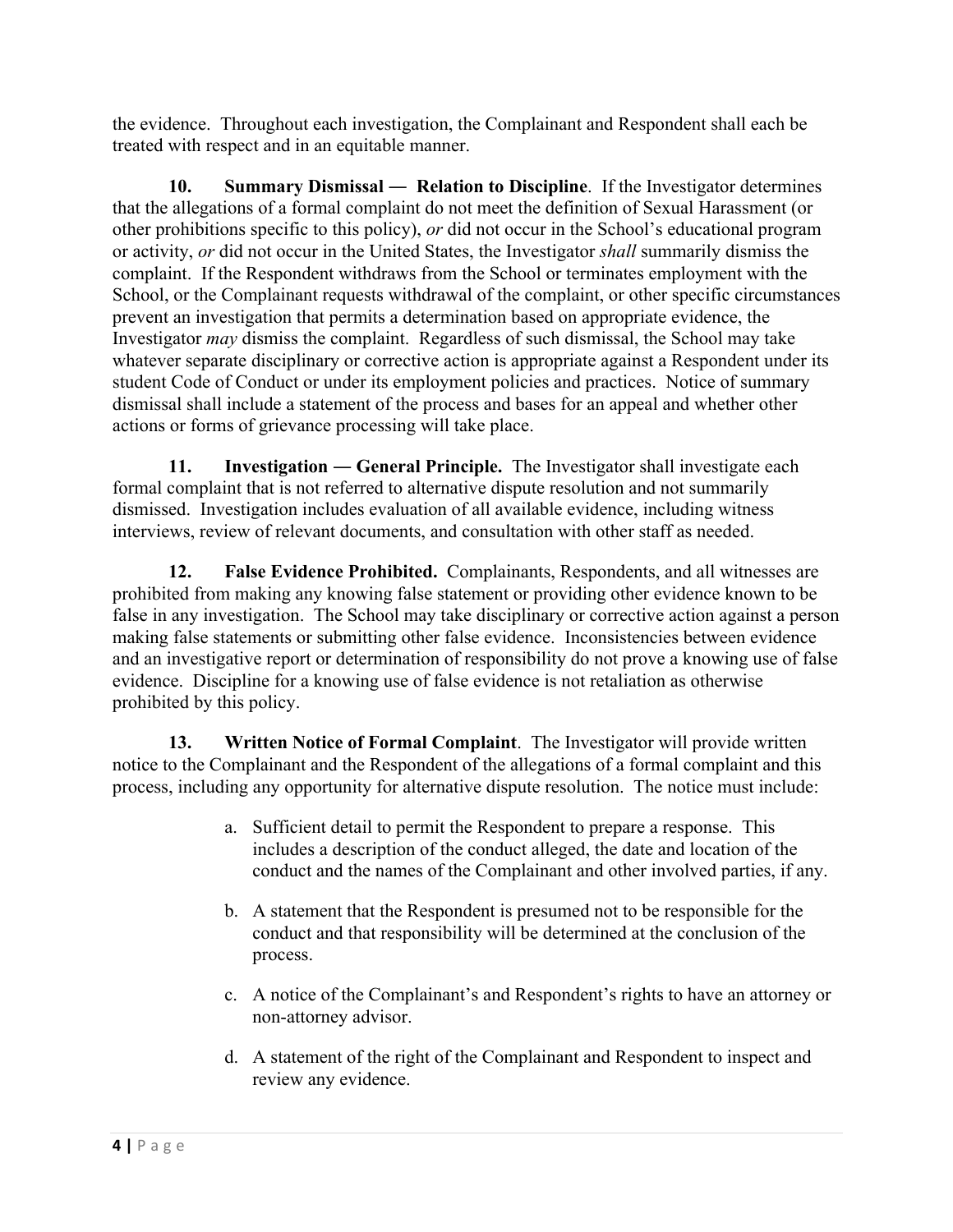the evidence. Throughout each investigation, the Complainant and Respondent shall each be treated with respect and in an equitable manner.

**10. Summary Dismissal — Relation to Discipline**. If the Investigator determines that the allegations of a formal complaint do not meet the definition of Sexual Harassment (or other prohibitions specific to this policy), *or* did not occur in the School's educational program or activity, *or* did not occur in the United States, the Investigator *shall* summarily dismiss the complaint. If the Respondent withdraws from the School or terminates employment with the School, or the Complainant requests withdrawal of the complaint, or other specific circumstances prevent an investigation that permits a determination based on appropriate evidence, the Investigator *may* dismiss the complaint. Regardless of such dismissal, the School may take whatever separate disciplinary or corrective action is appropriate against a Respondent under its student Code of Conduct or under its employment policies and practices. Notice of summary dismissal shall include a statement of the process and bases for an appeal and whether other actions or forms of grievance processing will take place.

**11. Investigation — General Principle.** The Investigator shall investigate each formal complaint that is not referred to alternative dispute resolution and not summarily dismissed. Investigation includes evaluation of all available evidence, including witness interviews, review of relevant documents, and consultation with other staff as needed.

**12. False Evidence Prohibited.** Complainants, Respondents, and all witnesses are prohibited from making any knowing false statement or providing other evidence known to be false in any investigation. The School may take disciplinary or corrective action against a person making false statements or submitting other false evidence. Inconsistencies between evidence and an investigative report or determination of responsibility do not prove a knowing use of false evidence. Discipline for a knowing use of false evidence is not retaliation as otherwise prohibited by this policy.

**13. Written Notice of Formal Complaint**. The Investigator will provide written notice to the Complainant and the Respondent of the allegations of a formal complaint and this process, including any opportunity for alternative dispute resolution. The notice must include:

a. Sufficient detail to permit the Respondent to prepare a response. This includes a description of the conduct alleged, the date and location of the conduct and the names of the Complainant and other involved parties, if any.

b. A statement that the Respondent is presumed not to be responsible for the conduct and that responsibility will be determined at the conclusion of the process.

c. A notice of the Complainant's and Respondent's rights to have an attorney or non-attorney advisor.

d. A statement of the right of the Complainant and Respondent to inspect and review any evidence.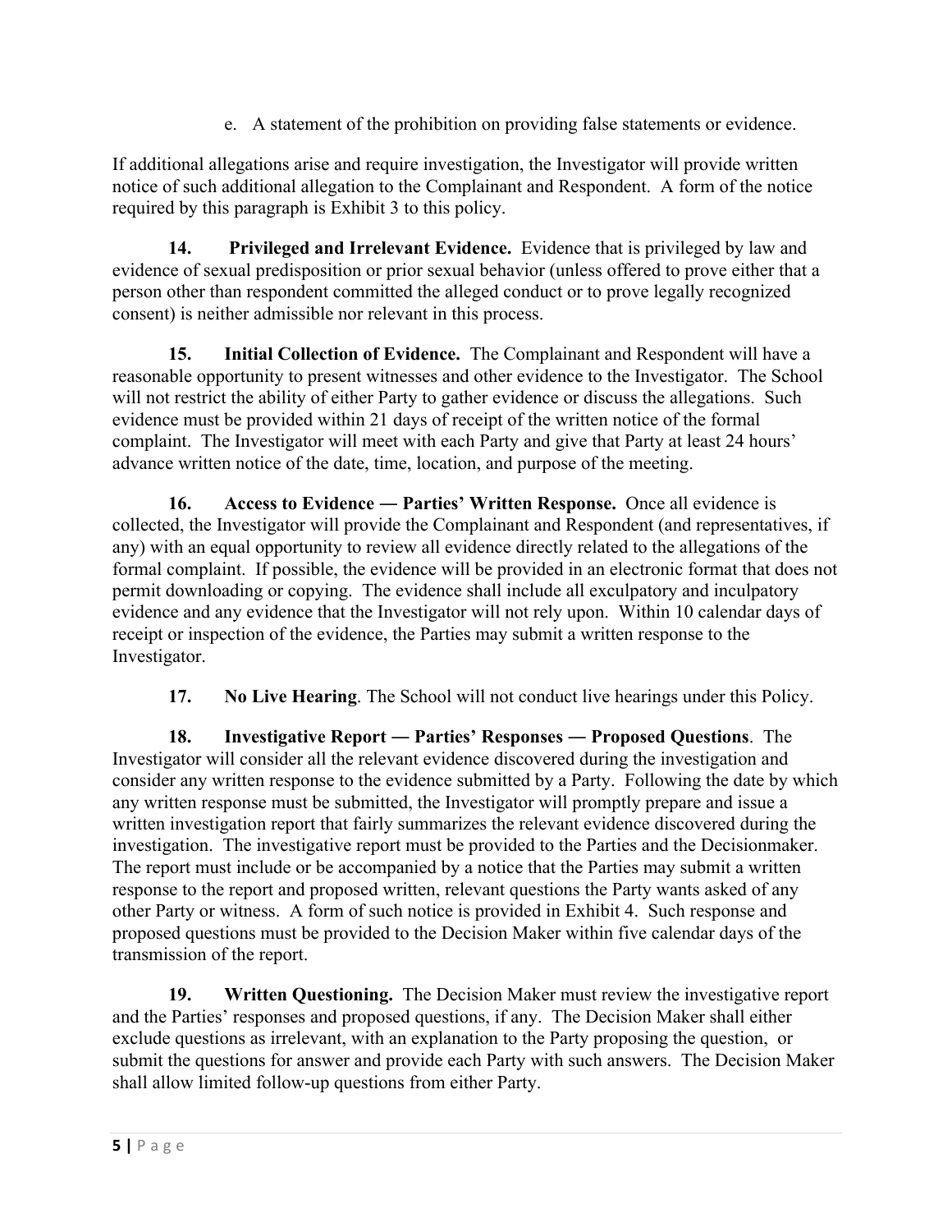e. A statement of the prohibition on providing false statements or evidence.

If additional allegations arise and require investigation, the Investigator will provide written notice of such additional allegation to the Complainant and Respondent. A form of the notice required by this paragraph is Exhibit 3 to this policy.

**14. Privileged and Irrelevant Evidence.** Evidence that is privileged by law and evidence of sexual predisposition or prior sexual behavior (unless offered to prove either that a person other than respondent committed the alleged conduct or to prove legally recognized consent) is neither admissible nor relevant in this process.

**15. Initial Collection of Evidence.** The Complainant and Respondent will have a reasonable opportunity to present witnesses and other evidence to the Investigator. The School will not restrict the ability of either Party to gather evidence or discuss the allegations. Such evidence must be provided within 21 days of receipt of the written notice of the formal complaint. The Investigator will meet with each Party and give that Party at least 24 hours' advance written notice of the date, time, location, and purpose of the meeting.

**16. Access to Evidence — Parties' Written Response.** Once all evidence is collected, the Investigator will provide the Complainant and Respondent (and representatives, if any) with an equal opportunity to review all evidence directly related to the allegations of the formal complaint. If possible, the evidence will be provided in an electronic format that does not permit downloading or copying. The evidence shall include all exculpatory and inculpatory evidence and any evidence that the Investigator will not rely upon. Within 10 calendar days of receipt or inspection of the evidence, the Parties may submit a written response to the Investigator.

**17. No Live Hearing**. The School will not conduct live hearings under this Policy.

**18. Investigative Report — Parties' Responses — Proposed Questions**. The Investigator will consider all the relevant evidence discovered during the investigation and consider any written response to the evidence submitted by a Party. Following the date by which any written response must be submitted, the Investigator will promptly prepare and issue a written investigation report that fairly summarizes the relevant evidence discovered during the investigation. The investigative report must be provided to the Parties and the Decisionmaker. The report must include or be accompanied by a notice that the Parties may submit a written response to the report and proposed written, relevant questions the Party wants asked of any other Party or witness. A form of such notice is provided in Exhibit 4. Such response and proposed questions must be provided to the Decision Maker within five calendar days of the transmission of the report.

**19. Written Questioning.** The Decision Maker must review the investigative report and the Parties' responses and proposed questions, if any. The Decision Maker shall either exclude questions as irrelevant, with an explanation to the Party proposing the question, or submit the questions for answer and provide each Party with such answers. The Decision Maker shall allow limited follow-up questions from either Party.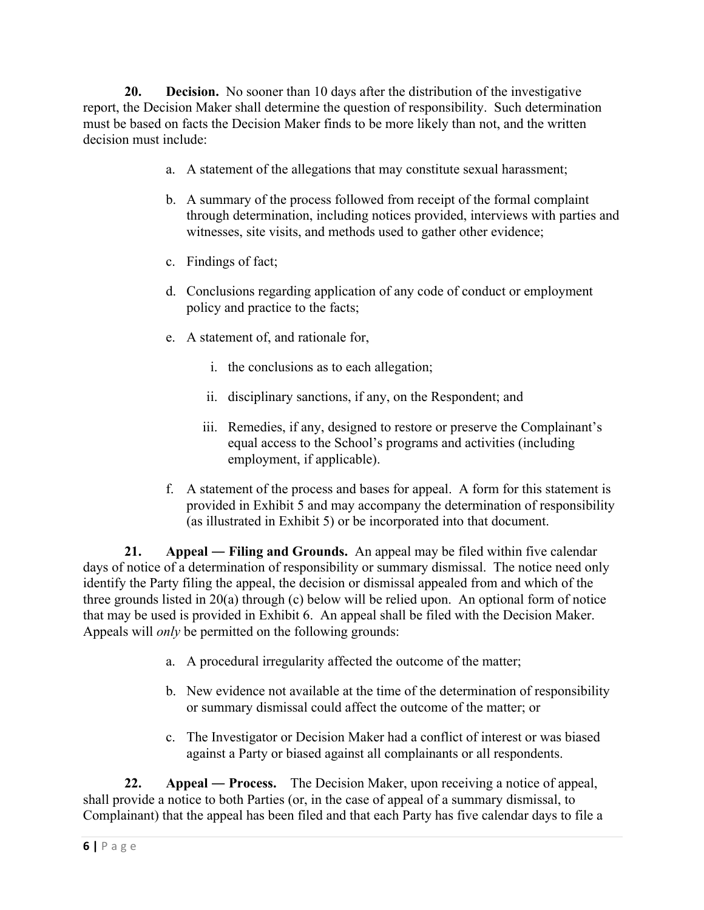**20. Decision.** No sooner than 10 days after the distribution of the investigative report, the Decision Maker shall determine the question of responsibility. Such determination must be based on facts the Decision Maker finds to be more likely than not, and the written decision must include:

a. A statement of the allegations that may constitute sexual harassment;

b. A summary of the process followed from receipt of the formal complaint through determination, including notices provided, interviews with parties and witnesses, site visits, and methods used to gather other evidence;

c. Findings of fact;

d. Conclusions regarding application of any code of conduct or employment policy and practice to the facts;

e. A statement of, and rationale for,

   i. the conclusions as to each allegation;

   ii. disciplinary sanctions, if any, on the Respondent; and

   iii. Remedies, if any, designed to restore or preserve the Complainant's equal access to the School's programs and activities (including employment, if applicable).

f. A statement of the process and bases for appeal. A form for this statement is provided in Exhibit 5 and may accompany the determination of responsibility (as illustrated in Exhibit 5) or be incorporated into that document.

**21. Appeal — Filing and Grounds.** An appeal may be filed within five calendar days of notice of a determination of responsibility or summary dismissal. The notice need only identify the Party filing the appeal, the decision or dismissal appealed from and which of the three grounds listed in 20(a) through (c) below will be relied upon. An optional form of notice that may be used is provided in Exhibit 6. An appeal shall be filed with the Decision Maker. Appeals will *only* be permitted on the following grounds:

a. A procedural irregularity affected the outcome of the matter;

b. New evidence not available at the time of the determination of responsibility or summary dismissal could affect the outcome of the matter; or

c. The Investigator or Decision Maker had a conflict of interest or was biased against a Party or biased against all complainants or all respondents.

**22. Appeal — Process.** The Decision Maker, upon receiving a notice of appeal, shall provide a notice to both Parties (or, in the case of appeal of a summary dismissal, to Complainant) that the appeal has been filed and that each Party has five calendar days to file a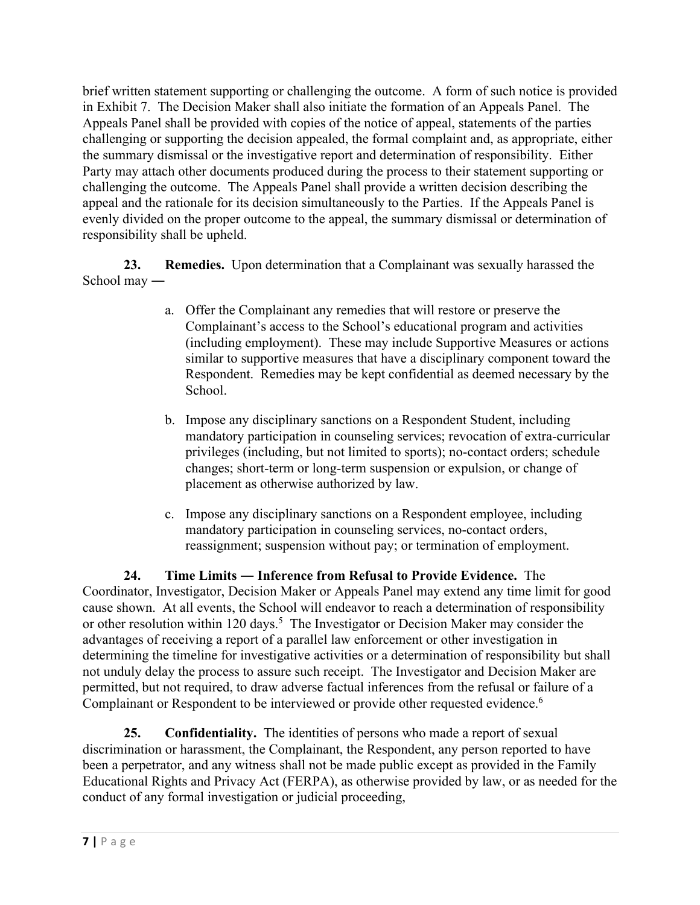brief written statement supporting or challenging the outcome. A form of such notice is provided in Exhibit 7. The Decision Maker shall also initiate the formation of an Appeals Panel. The Appeals Panel shall be provided with copies of the notice of appeal, statements of the parties challenging or supporting the decision appealed, the formal complaint and, as appropriate, either the summary dismissal or the investigative report and determination of responsibility. Either Party may attach other documents produced during the process to their statement supporting or challenging the outcome. The Appeals Panel shall provide a written decision describing the appeal and the rationale for its decision simultaneously to the Parties. If the Appeals Panel is evenly divided on the proper outcome to the appeal, the summary dismissal or determination of responsibility shall be upheld.

**23. Remedies.** Upon determination that a Complainant was sexually harassed the School may ―

a. Offer the Complainant any remedies that will restore or preserve the Complainant's access to the School's educational program and activities (including employment). These may include Supportive Measures or actions similar to supportive measures that have a disciplinary component toward the Respondent. Remedies may be kept confidential as deemed necessary by the School.

b. Impose any disciplinary sanctions on a Respondent Student, including mandatory participation in counseling services; revocation of extra-curricular privileges (including, but not limited to sports); no-contact orders; schedule changes; short-term or long-term suspension or expulsion, or change of placement as otherwise authorized by law.

c. Impose any disciplinary sanctions on a Respondent employee, including mandatory participation in counseling services, no-contact orders, reassignment; suspension without pay; or termination of employment.

**24. Time Limits ― Inference from Refusal to Provide Evidence.** The Coordinator, Investigator, Decision Maker or Appeals Panel may extend any time limit for good cause shown. At all events, the School will endeavor to reach a determination of responsibility or other resolution within 120 days.[5] The Investigator or Decision Maker may consider the advantages of receiving a report of a parallel law enforcement or other investigation in determining the timeline for investigative activities or a determination of responsibility but shall not unduly delay the process to assure such receipt. The Investigator and Decision Maker are permitted, but not required, to draw adverse factual inferences from the refusal or failure of a Complainant or Respondent to be interviewed or provide other requested evidence.[6]

**25. Confidentiality.** The identities of persons who made a report of sexual discrimination or harassment, the Complainant, the Respondent, any person reported to have been a perpetrator, and any witness shall not be made public except as provided in the Family Educational Rights and Privacy Act (FERPA), as otherwise provided by law, or as needed for the conduct of any formal investigation or judicial proceeding,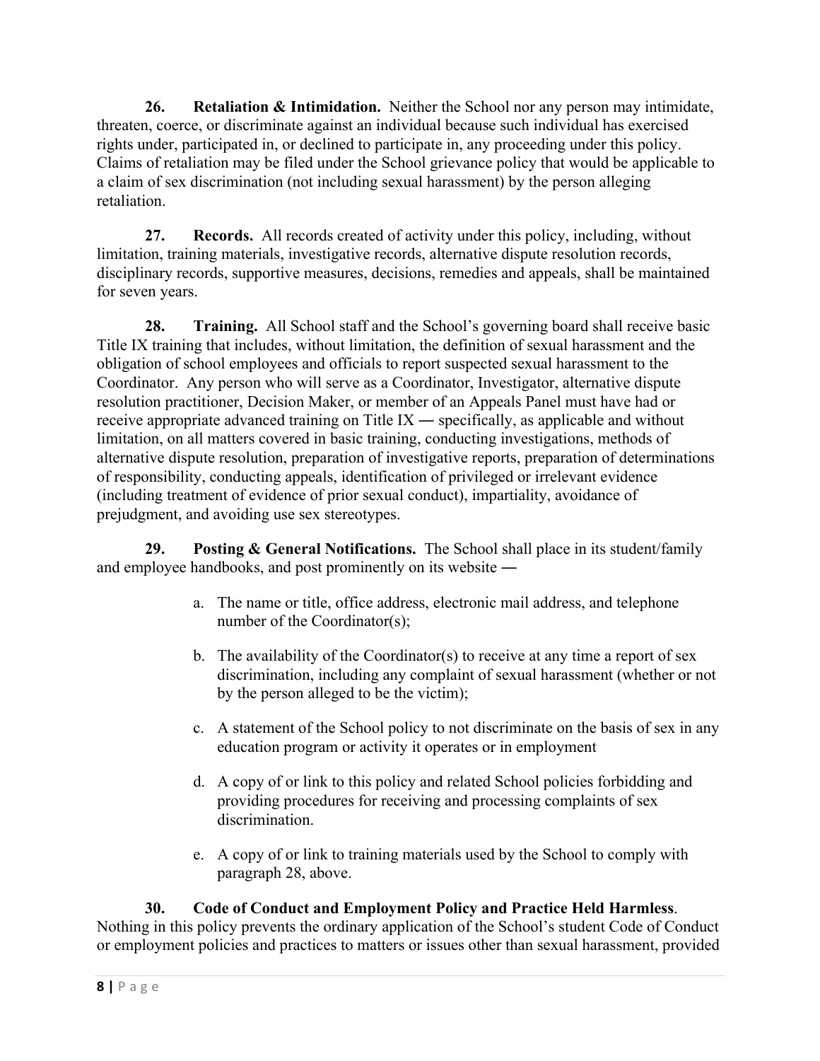**26. Retaliation & Intimidation.** Neither the School nor any person may intimidate, threaten, coerce, or discriminate against an individual because such individual has exercised rights under, participated in, or declined to participate in, any proceeding under this policy. Claims of retaliation may be filed under the School grievance policy that would be applicable to a claim of sex discrimination (not including sexual harassment) by the person alleging retaliation.

**27. Records.** All records created of activity under this policy, including, without limitation, training materials, investigative records, alternative dispute resolution records, disciplinary records, supportive measures, decisions, remedies and appeals, shall be maintained for seven years.

**28. Training.** All School staff and the School's governing board shall receive basic Title IX training that includes, without limitation, the definition of sexual harassment and the obligation of school employees and officials to report suspected sexual harassment to the Coordinator. Any person who will serve as a Coordinator, Investigator, alternative dispute resolution practitioner, Decision Maker, or member of an Appeals Panel must have had or receive appropriate advanced training on Title IX ― specifically, as applicable and without limitation, on all matters covered in basic training, conducting investigations, methods of alternative dispute resolution, preparation of investigative reports, preparation of determinations of responsibility, conducting appeals, identification of privileged or irrelevant evidence (including treatment of evidence of prior sexual conduct), impartiality, avoidance of prejudgment, and avoiding use sex stereotypes.

**29. Posting & General Notifications.** The School shall place in its student/family and employee handbooks, and post prominently on its website ―

a. The name or title, office address, electronic mail address, and telephone number of the Coordinator(s);

b. The availability of the Coordinator(s) to receive at any time a report of sex discrimination, including any complaint of sexual harassment (whether or not by the person alleged to be the victim);

c. A statement of the School policy to not discriminate on the basis of sex in any education program or activity it operates or in employment

d. A copy of or link to this policy and related School policies forbidding and providing procedures for receiving and processing complaints of sex discrimination.

e. A copy of or link to training materials used by the School to comply with paragraph 28, above.

**30. Code of Conduct and Employment Policy and Practice Held Harmless**. Nothing in this policy prevents the ordinary application of the School's student Code of Conduct or employment policies and practices to matters or issues other than sexual harassment, provided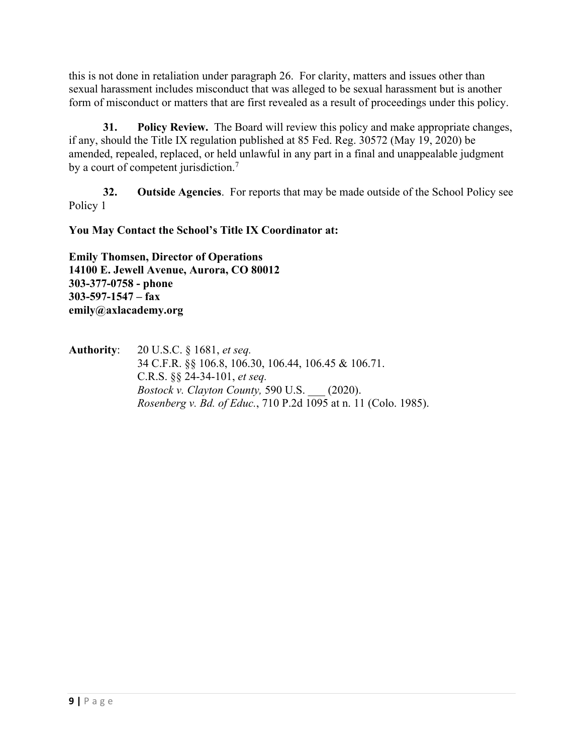this is not done in retaliation under paragraph 26. For clarity, matters and issues other than sexual harassment includes misconduct that was alleged to be sexual harassment but is another form of misconduct or matters that are first revealed as a result of proceedings under this policy.

**31. Policy Review.** The Board will review this policy and make appropriate changes, if any, should the Title IX regulation published at 85 Fed. Reg. 30572 (May 19, 2020) be amended, repealed, replaced, or held unlawful in any part in a final and unappealable judgment by a court of competent jurisdiction.[7]

**32. Outside Agencies**. For reports that may be made outside of the School Policy see Policy 1

**You May Contact the School's Title IX Coordinator at:**

**Emily Thomsen, Director of Operations**
**14100 E. Jewell Avenue, Aurora, CO 80012**
**303-377-0758 - phone**
**303-597-1547 – fax**
**emily@axlacademy.org**

**Authority**: 20 U.S.C. § 1681, *et seq.*
34 C.F.R. §§ 106.8, 106.30, 106.44, 106.45 & 106.71.
C.R.S. §§ 24-34-101, *et seq.*
*Bostock v. Clayton County,* 590 U.S. ___ (2020).
*Rosenberg v. Bd. of Educ.*, 710 P.2d 1095 at n. 11 (Colo. 1985).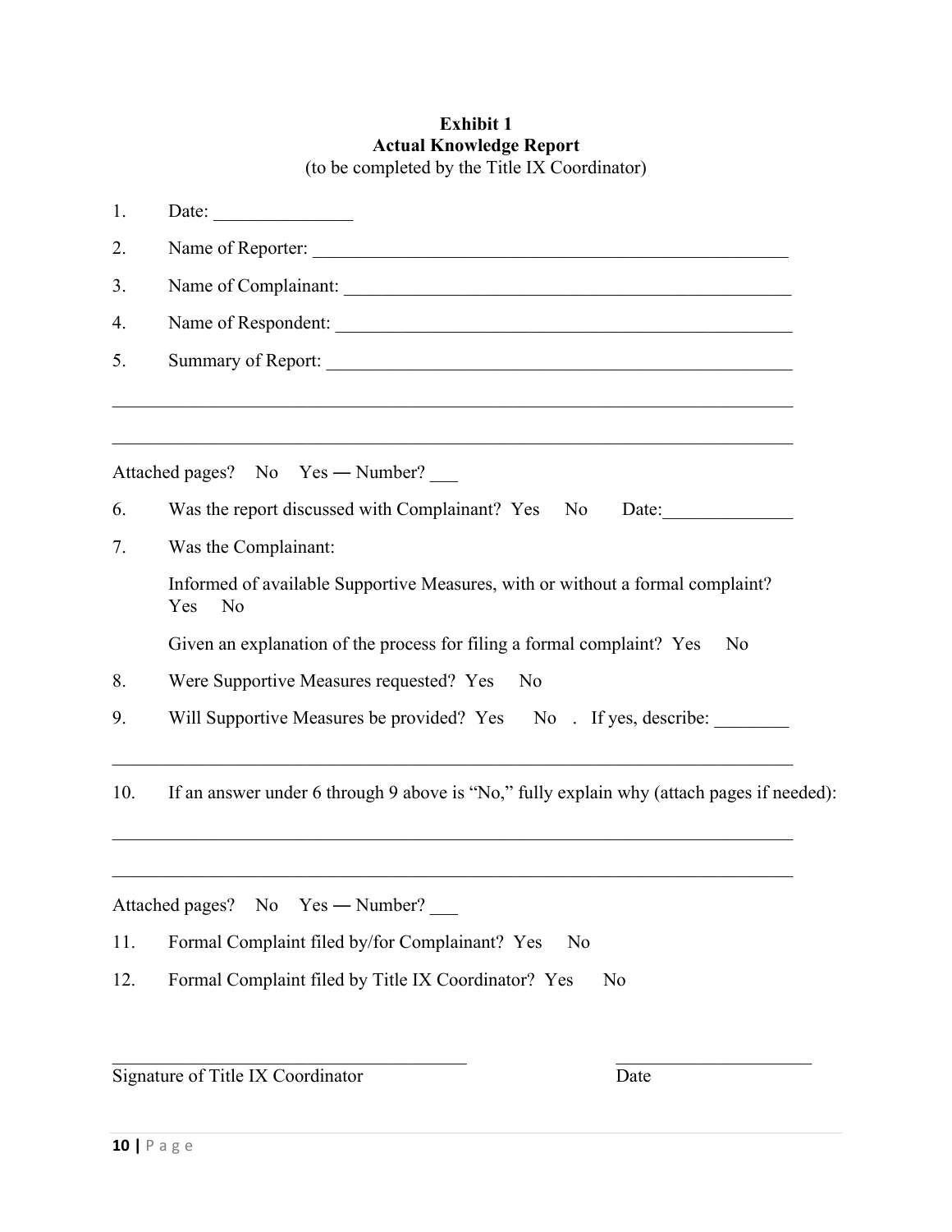**Exhibit 1**
**Actual Knowledge Report**
(to be completed by the Title IX Coordinator)

1. Date: _______________

2. Name of Reporter: ____________________________________________________

3. Name of Complainant: _________________________________________________

4. Name of Respondent: __________________________________________________

5. Summary of Report: ___________________________________________________

___________________________________________________________________________

___________________________________________________________________________

Attached pages? No Yes — Number? ___

6. Was the report discussed with Complainant? Yes No Date:______________

7. Was the Complainant:

   Informed of available Supportive Measures, with or without a formal complaint? Yes No

   Given an explanation of the process for filing a formal complaint? Yes No

8. Were Supportive Measures requested? Yes No

9. Will Supportive Measures be provided? Yes No . If yes, describe: ________

___________________________________________________________________________

10. If an answer under 6 through 9 above is "No," fully explain why (attach pages if needed):

___________________________________________________________________________

___________________________________________________________________________

Attached pages? No Yes — Number? ___

11. Formal Complaint filed by/for Complainant? Yes No

12. Formal Complaint filed by Title IX Coordinator? Yes No

_______________________________________ _____________________

Signature of Title IX Coordinator Date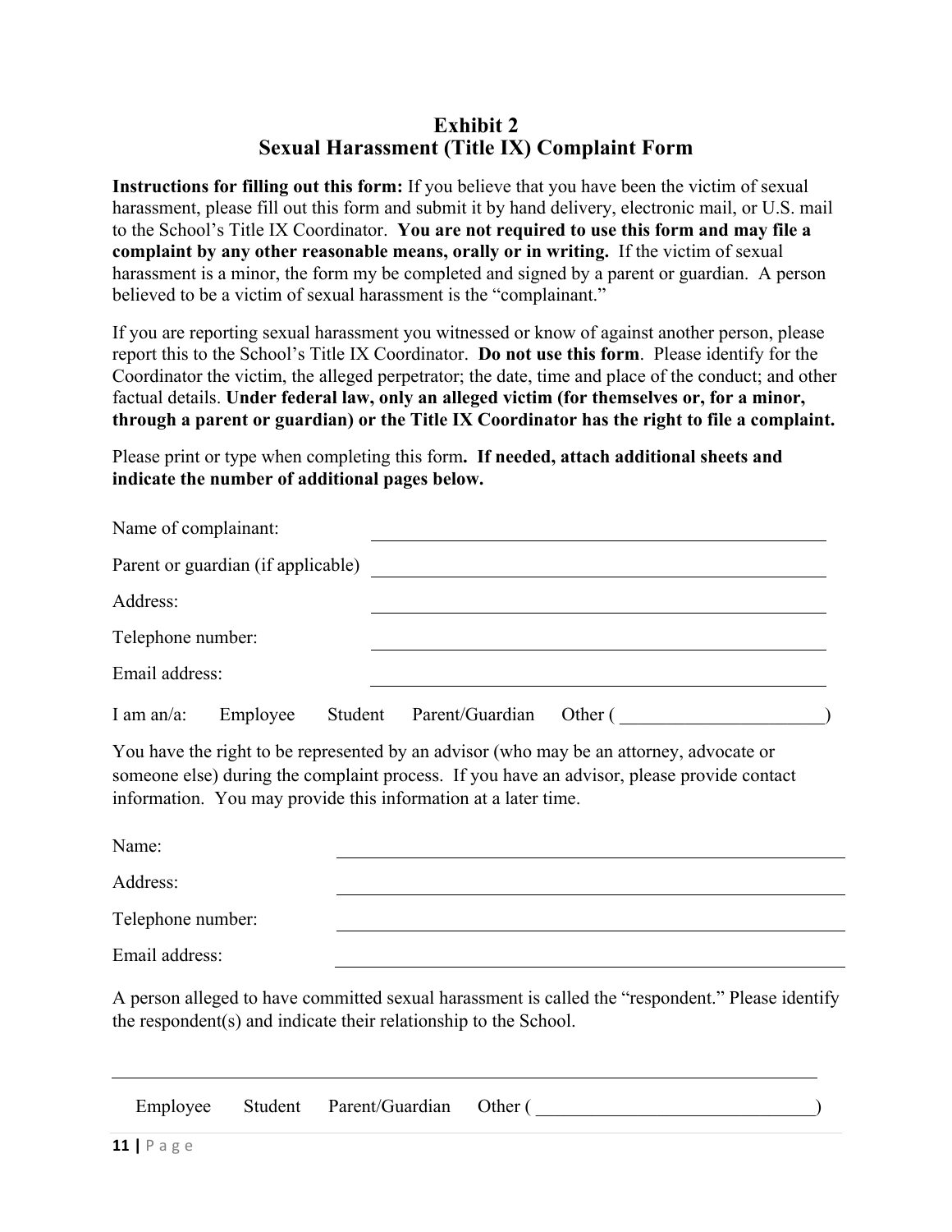## Exhibit 2
## Sexual Harassment (Title IX) Complaint Form

**Instructions for filling out this form:** If you believe that you have been the victim of sexual harassment, please fill out this form and submit it by hand delivery, electronic mail, or U.S. mail to the School's Title IX Coordinator. **You are not required to use this form and may file a complaint by any other reasonable means, orally or in writing.** If the victim of sexual harassment is a minor, the form my be completed and signed by a parent or guardian. A person believed to be a victim of sexual harassment is the "complainant."

If you are reporting sexual harassment you witnessed or know of against another person, please report this to the School's Title IX Coordinator. **Do not use this form**. Please identify for the Coordinator the victim, the alleged perpetrator; the date, time and place of the conduct; and other factual details. **Under federal law, only an alleged victim (for themselves or, for a minor, through a parent or guardian) or the Title IX Coordinator has the right to file a complaint.**

Please print or type when completing this form**. If needed, attach additional sheets and indicate the number of additional pages below.**

Name of complainant: ______________________________________________

Parent or guardian (if applicable) ______________________________________________

Address: ______________________________________________

Telephone number: ______________________________________________

Email address: ______________________________________________

I am an/a: Employee Student Parent/Guardian Other ( ______________________ )

You have the right to be represented by an advisor (who may be an attorney, advocate or someone else) during the complaint process. If you have an advisor, please provide contact information. You may provide this information at a later time.

Name: ______________________________________________

Address: ______________________________________________

Telephone number: ______________________________________________

Email address: ______________________________________________

A person alleged to have committed sexual harassment is called the "respondent." Please identify the respondent(s) and indicate their relationship to the School.

______________________________________________________________________________

Employee Student Parent/Guardian Other ( ______________________________ )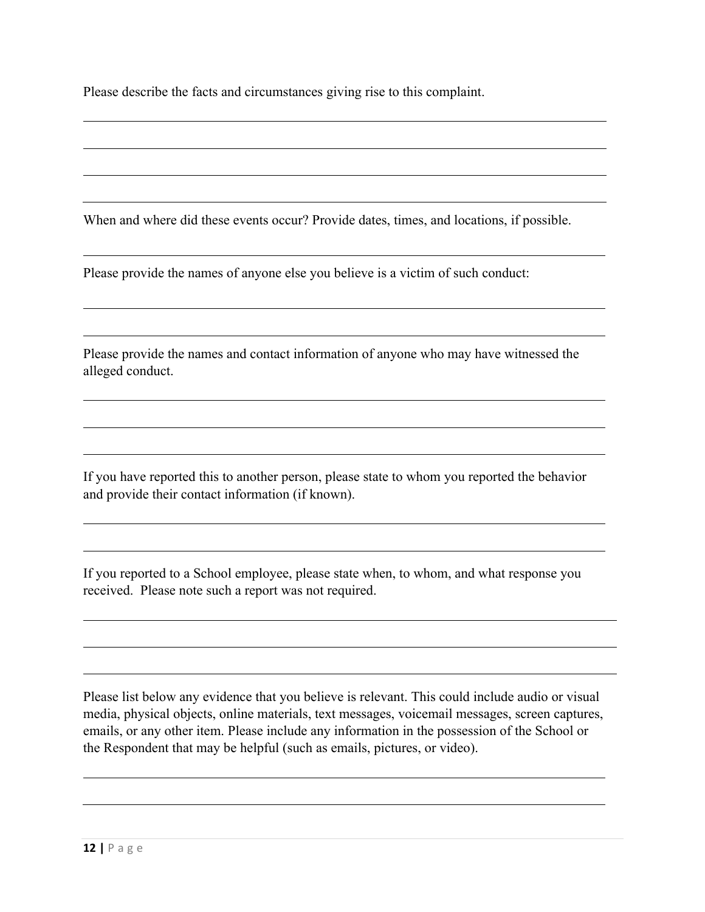Please describe the facts and circumstances giving rise to this complaint.

________________________________________________________________________

________________________________________________________________________

________________________________________________________________________

________________________________________________________________________

When and where did these events occur? Provide dates, times, and locations, if possible.

________________________________________________________________________

Please provide the names of anyone else you believe is a victim of such conduct:

________________________________________________________________________

________________________________________________________________________

Please provide the names and contact information of anyone who may have witnessed the alleged conduct.

________________________________________________________________________

________________________________________________________________________

________________________________________________________________________

If you have reported this to another person, please state to whom you reported the behavior and provide their contact information (if known).

________________________________________________________________________

________________________________________________________________________

If you reported to a School employee, please state when, to whom, and what response you received.  Please note such a report was not required.

________________________________________________________________________

________________________________________________________________________

________________________________________________________________________

Please list below any evidence that you believe is relevant. This could include audio or visual media, physical objects, online materials, text messages, voicemail messages, screen captures, emails, or any other item. Please include any information in the possession of the School or the Respondent that may be helpful (such as emails, pictures, or video).

________________________________________________________________________

________________________________________________________________________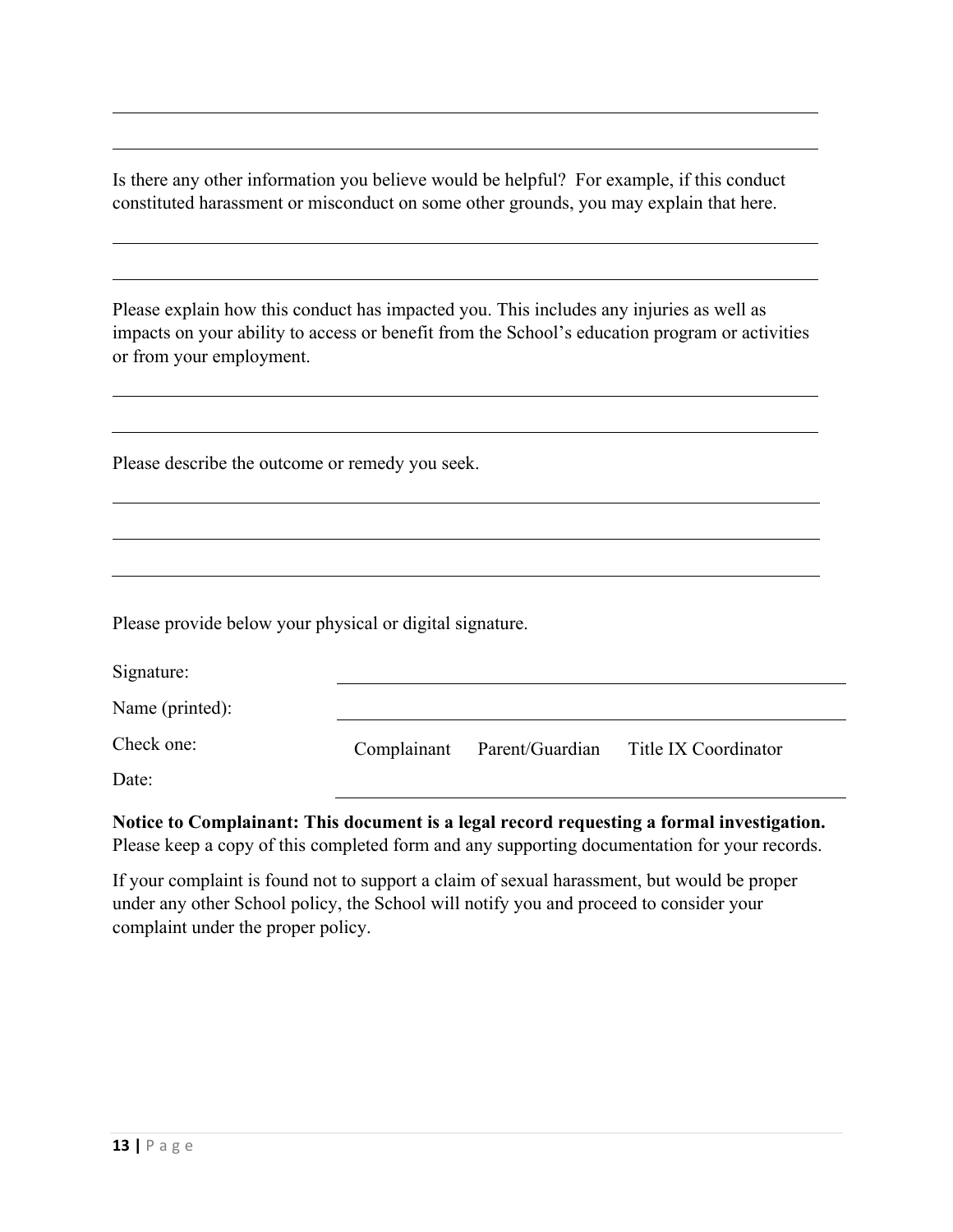\_\_\_\_\_\_\_\_\_\_\_\_\_\_\_\_\_\_\_\_\_\_\_\_\_\_\_\_\_\_\_\_\_\_\_\_\_\_\_\_\_\_\_\_\_\_\_\_\_\_\_\_\_\_\_\_\_\_\_\_

\_\_\_\_\_\_\_\_\_\_\_\_\_\_\_\_\_\_\_\_\_\_\_\_\_\_\_\_\_\_\_\_\_\_\_\_\_\_\_\_\_\_\_\_\_\_\_\_\_\_\_\_\_\_\_\_\_\_\_\_

Is there any other information you believe would be helpful? For example, if this conduct constituted harassment or misconduct on some other grounds, you may explain that here.

\_\_\_\_\_\_\_\_\_\_\_\_\_\_\_\_\_\_\_\_\_\_\_\_\_\_\_\_\_\_\_\_\_\_\_\_\_\_\_\_\_\_\_\_\_\_\_\_\_\_\_\_\_\_\_\_\_\_\_\_

\_\_\_\_\_\_\_\_\_\_\_\_\_\_\_\_\_\_\_\_\_\_\_\_\_\_\_\_\_\_\_\_\_\_\_\_\_\_\_\_\_\_\_\_\_\_\_\_\_\_\_\_\_\_\_\_\_\_\_\_

Please explain how this conduct has impacted you. This includes any injuries as well as impacts on your ability to access or benefit from the School's education program or activities or from your employment.

\_\_\_\_\_\_\_\_\_\_\_\_\_\_\_\_\_\_\_\_\_\_\_\_\_\_\_\_\_\_\_\_\_\_\_\_\_\_\_\_\_\_\_\_\_\_\_\_\_\_\_\_\_\_\_\_\_\_\_\_

\_\_\_\_\_\_\_\_\_\_\_\_\_\_\_\_\_\_\_\_\_\_\_\_\_\_\_\_\_\_\_\_\_\_\_\_\_\_\_\_\_\_\_\_\_\_\_\_\_\_\_\_\_\_\_\_\_\_\_\_

Please describe the outcome or remedy you seek.

\_\_\_\_\_\_\_\_\_\_\_\_\_\_\_\_\_\_\_\_\_\_\_\_\_\_\_\_\_\_\_\_\_\_\_\_\_\_\_\_\_\_\_\_\_\_\_\_\_\_\_\_\_\_\_\_\_\_\_\_

\_\_\_\_\_\_\_\_\_\_\_\_\_\_\_\_\_\_\_\_\_\_\_\_\_\_\_\_\_\_\_\_\_\_\_\_\_\_\_\_\_\_\_\_\_\_\_\_\_\_\_\_\_\_\_\_\_\_\_\_

\_\_\_\_\_\_\_\_\_\_\_\_\_\_\_\_\_\_\_\_\_\_\_\_\_\_\_\_\_\_\_\_\_\_\_\_\_\_\_\_\_\_\_\_\_\_\_\_\_\_\_\_\_\_\_\_\_\_\_\_

Please provide below your physical or digital signature.

Signature: \_\_\_\_\_\_\_\_\_\_\_\_\_\_\_\_\_\_\_\_\_\_\_\_\_\_\_\_\_\_\_\_\_\_\_\_\_\_\_\_\_\_\_\_

Name (printed): \_\_\_\_\_\_\_\_\_\_\_\_\_\_\_\_\_\_\_\_\_\_\_\_\_\_\_\_\_\_\_\_\_\_\_\_\_\_\_\_\_\_\_\_

Check one: Complainant Parent/Guardian Title IX Coordinator

Date: \_\_\_\_\_\_\_\_\_\_\_\_\_\_\_\_\_\_\_\_\_\_\_\_\_\_\_\_\_\_\_\_\_\_\_\_\_\_\_\_\_\_\_\_

**Notice to Complainant: This document is a legal record requesting a formal investigation.** Please keep a copy of this completed form and any supporting documentation for your records.

If your complaint is found not to support a claim of sexual harassment, but would be proper under any other School policy, the School will notify you and proceed to consider your complaint under the proper policy.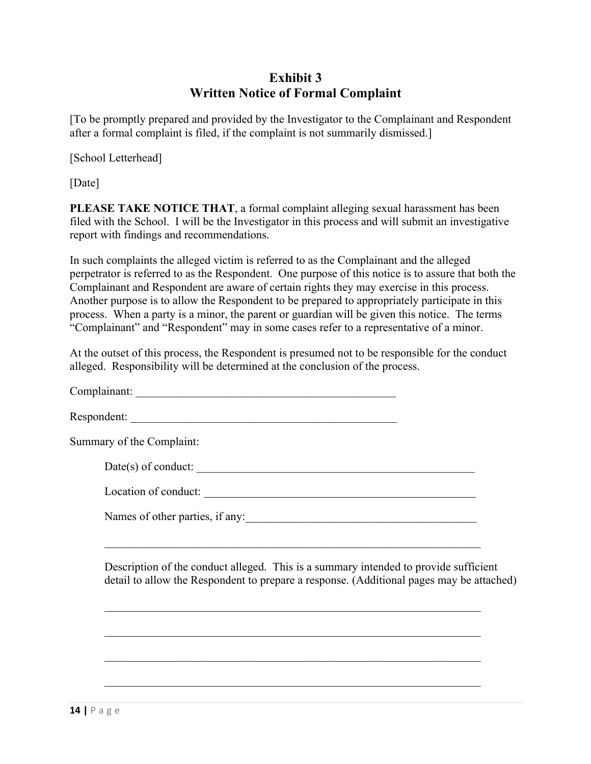# Exhibit 3
# Written Notice of Formal Complaint

[To be promptly prepared and provided by the Investigator to the Complainant and Respondent after a formal complaint is filed, if the complaint is not summarily dismissed.]

[School Letterhead]

[Date]

**PLEASE TAKE NOTICE THAT**, a formal complaint alleging sexual harassment has been filed with the School. I will be the Investigator in this process and will submit an investigative report with findings and recommendations.

In such complaints the alleged victim is referred to as the Complainant and the alleged perpetrator is referred to as the Respondent. One purpose of this notice is to assure that both the Complainant and Respondent are aware of certain rights they may exercise in this process. Another purpose is to allow the Respondent to be prepared to appropriately participate in this process. When a party is a minor, the parent or guardian will be given this notice. The terms "Complainant" and "Respondent" may in some cases refer to a representative of a minor.

At the outset of this process, the Respondent is presumed not to be responsible for the conduct alleged. Responsibility will be determined at the conclusion of the process.

Complainant: _______________________________________________

Respondent: _______________________________________________

Summary of the Complaint:

> Date(s) of conduct: _______________________________________________
>
> Location of conduct: _______________________________________________
>
> Names of other parties, if any:_______________________________________
>
> ______________________________________________________________
>
> Description of the conduct alleged. This is a summary intended to provide sufficient detail to allow the Respondent to prepare a response. (Additional pages may be attached)
>
> ______________________________________________________________
>
> ______________________________________________________________
>
> ______________________________________________________________
>
> ______________________________________________________________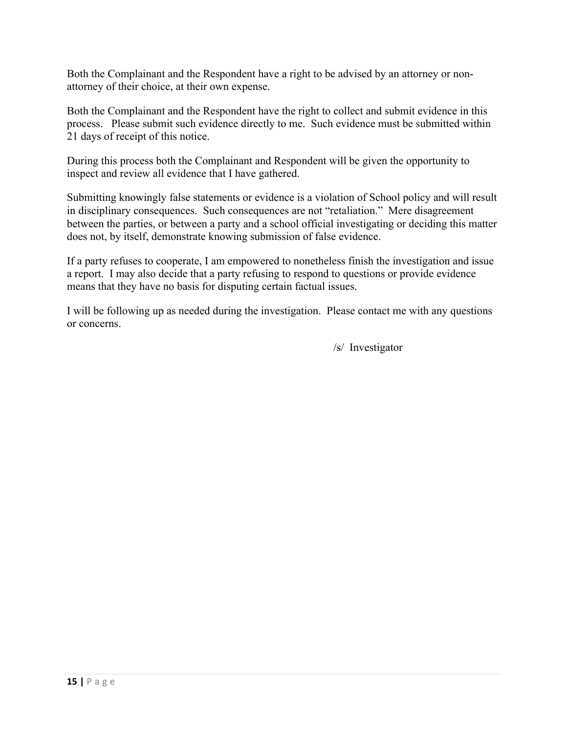Both the Complainant and the Respondent have a right to be advised by an attorney or non-attorney of their choice, at their own expense.

Both the Complainant and the Respondent have the right to collect and submit evidence in this process. Please submit such evidence directly to me. Such evidence must be submitted within 21 days of receipt of this notice.

During this process both the Complainant and Respondent will be given the opportunity to inspect and review all evidence that I have gathered.

Submitting knowingly false statements or evidence is a violation of School policy and will result in disciplinary consequences. Such consequences are not "retaliation." Mere disagreement between the parties, or between a party and a school official investigating or deciding this matter does not, by itself, demonstrate knowing submission of false evidence.

If a party refuses to cooperate, I am empowered to nonetheless finish the investigation and issue a report. I may also decide that a party refusing to respond to questions or provide evidence means that they have no basis for disputing certain factual issues.

I will be following up as needed during the investigation. Please contact me with any questions or concerns.

/s/ Investigator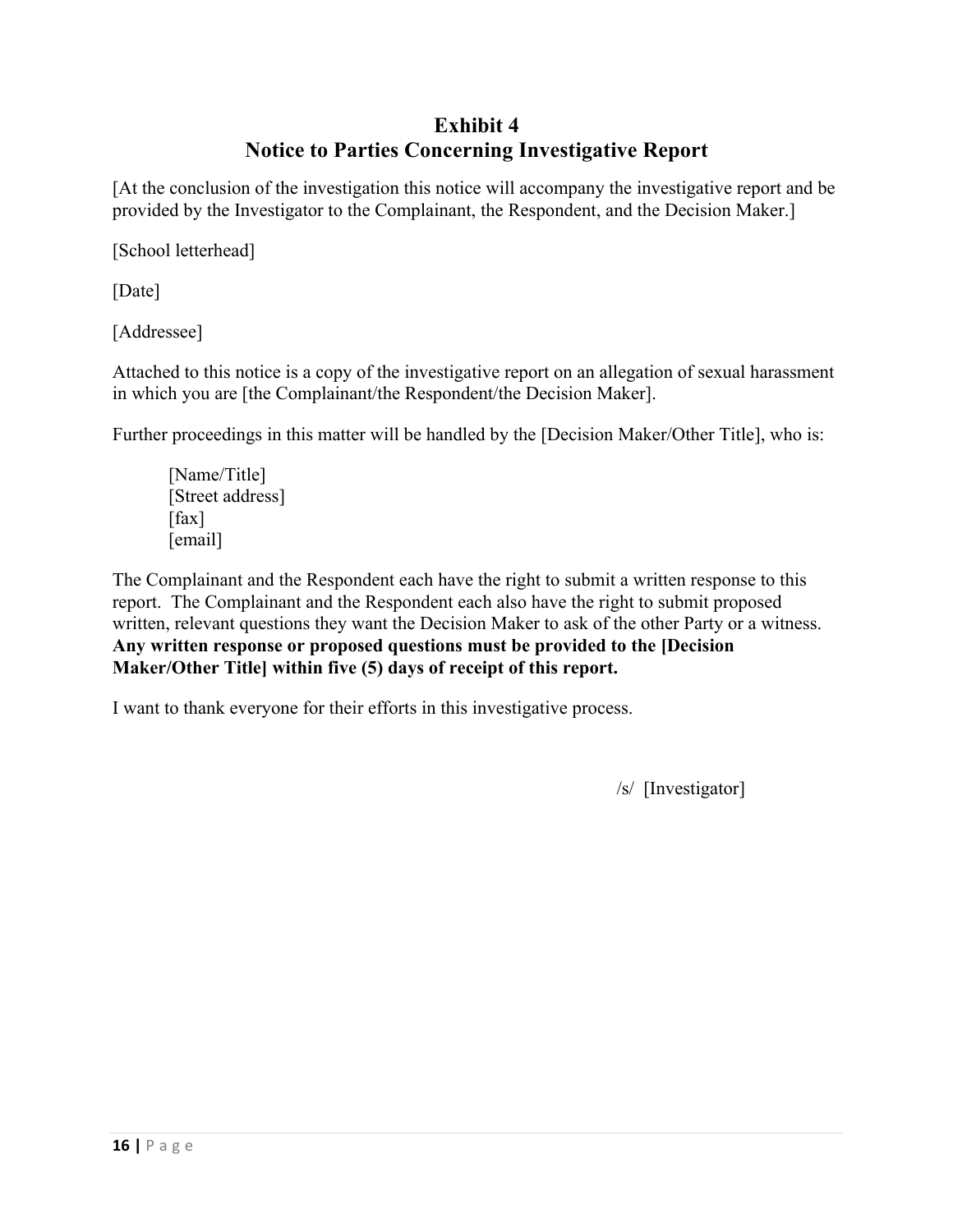# Exhibit 4
# Notice to Parties Concerning Investigative Report

[At the conclusion of the investigation this notice will accompany the investigative report and be provided by the Investigator to the Complainant, the Respondent, and the Decision Maker.]

[School letterhead]

[Date]

[Addressee]

Attached to this notice is a copy of the investigative report on an allegation of sexual harassment in which you are [the Complainant/the Respondent/the Decision Maker].

Further proceedings in this matter will be handled by the [Decision Maker/Other Title], who is:

> [Name/Title]
> [Street address]
> [fax]
> [email]

The Complainant and the Respondent each have the right to submit a written response to this report. The Complainant and the Respondent each also have the right to submit proposed written, relevant questions they want the Decision Maker to ask of the other Party or a witness. **Any written response or proposed questions must be provided to the [Decision Maker/Other Title] within five (5) days of receipt of this report.**

I want to thank everyone for their efforts in this investigative process.

/s/ [Investigator]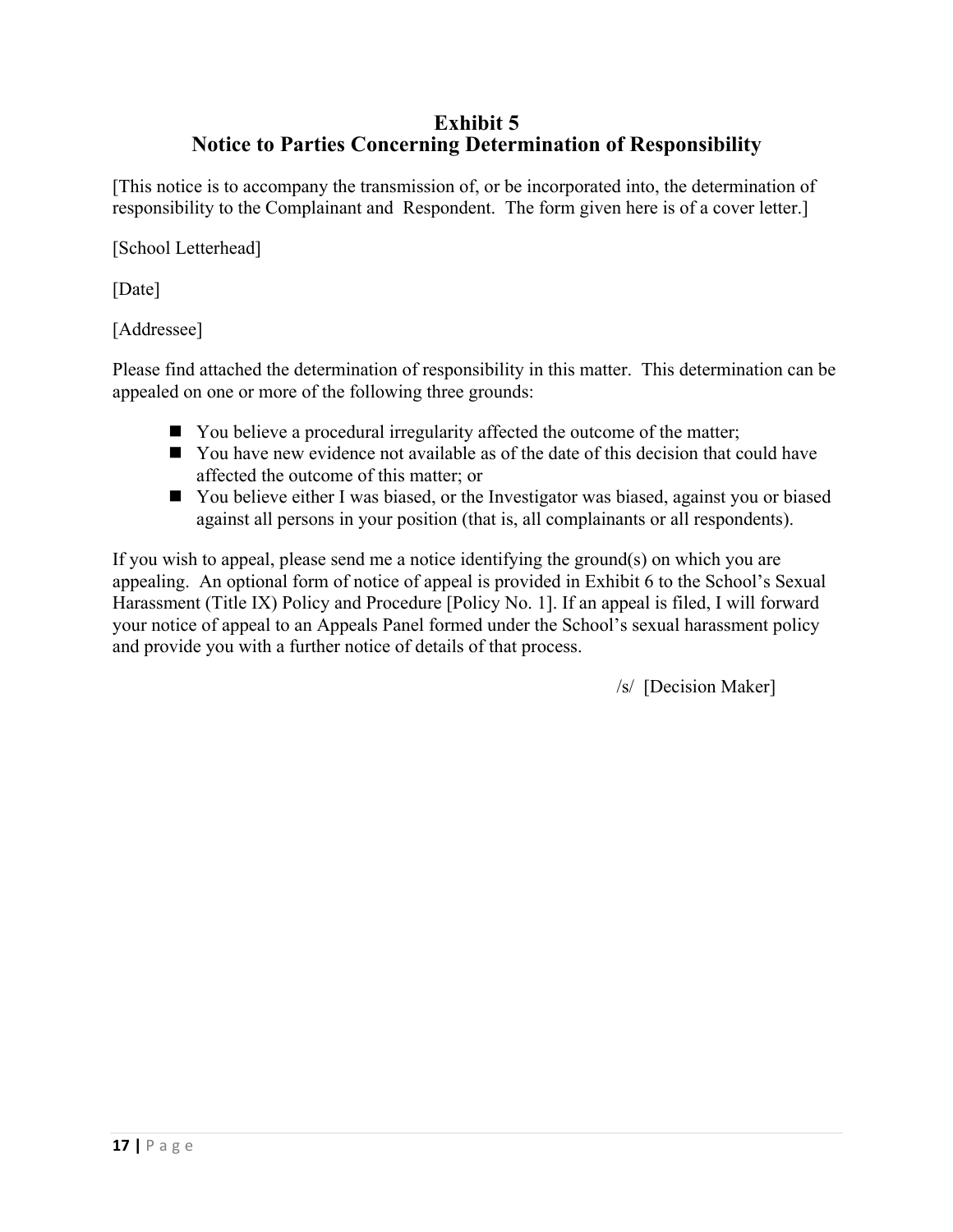## Exhibit 5
## Notice to Parties Concerning Determination of Responsibility

[This notice is to accompany the transmission of, or be incorporated into, the determination of responsibility to the Complainant and Respondent. The form given here is of a cover letter.]

[School Letterhead]

[Date]

[Addressee]

Please find attached the determination of responsibility in this matter. This determination can be appealed on one or more of the following three grounds:

- You believe a procedural irregularity affected the outcome of the matter;
- You have new evidence not available as of the date of this decision that could have affected the outcome of this matter; or
- You believe either I was biased, or the Investigator was biased, against you or biased against all persons in your position (that is, all complainants or all respondents).

If you wish to appeal, please send me a notice identifying the ground(s) on which you are appealing. An optional form of notice of appeal is provided in Exhibit 6 to the School's Sexual Harassment (Title IX) Policy and Procedure [Policy No. 1]. If an appeal is filed, I will forward your notice of appeal to an Appeals Panel formed under the School's sexual harassment policy and provide you with a further notice of details of that process.

/s/ [Decision Maker]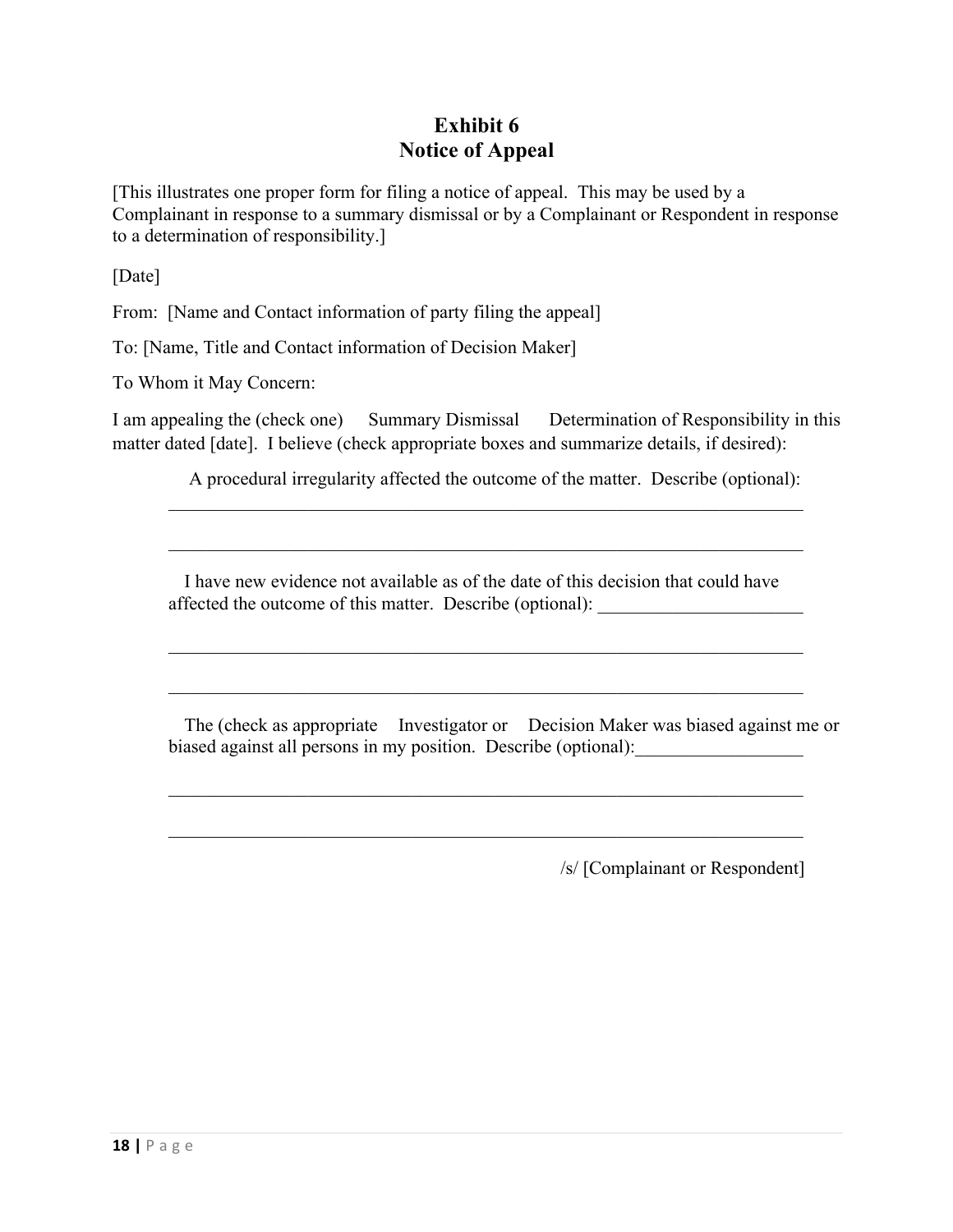# Exhibit 6
# Notice of Appeal

[This illustrates one proper form for filing a notice of appeal. This may be used by a Complainant in response to a summary dismissal or by a Complainant or Respondent in response to a determination of responsibility.]

[Date]

From: [Name and Contact information of party filing the appeal]

To: [Name, Title and Contact information of Decision Maker]

To Whom it May Concern:

I am appealing the (check one) Summary Dismissal Determination of Responsibility in this matter dated [date]. I believe (check appropriate boxes and summarize details, if desired):

> A procedural irregularity affected the outcome of the matter. Describe (optional):
> ______________________________________________________________________
>
> ______________________________________________________________________
>
> I have new evidence not available as of the date of this decision that could have affected the outcome of this matter. Describe (optional): ______________________
>
> ______________________________________________________________________
>
> ______________________________________________________________________
>
> The (check as appropriate Investigator or Decision Maker was biased against me or biased against all persons in my position. Describe (optional):__________________
>
> ______________________________________________________________________
>
> ______________________________________________________________________

/s/ [Complainant or Respondent]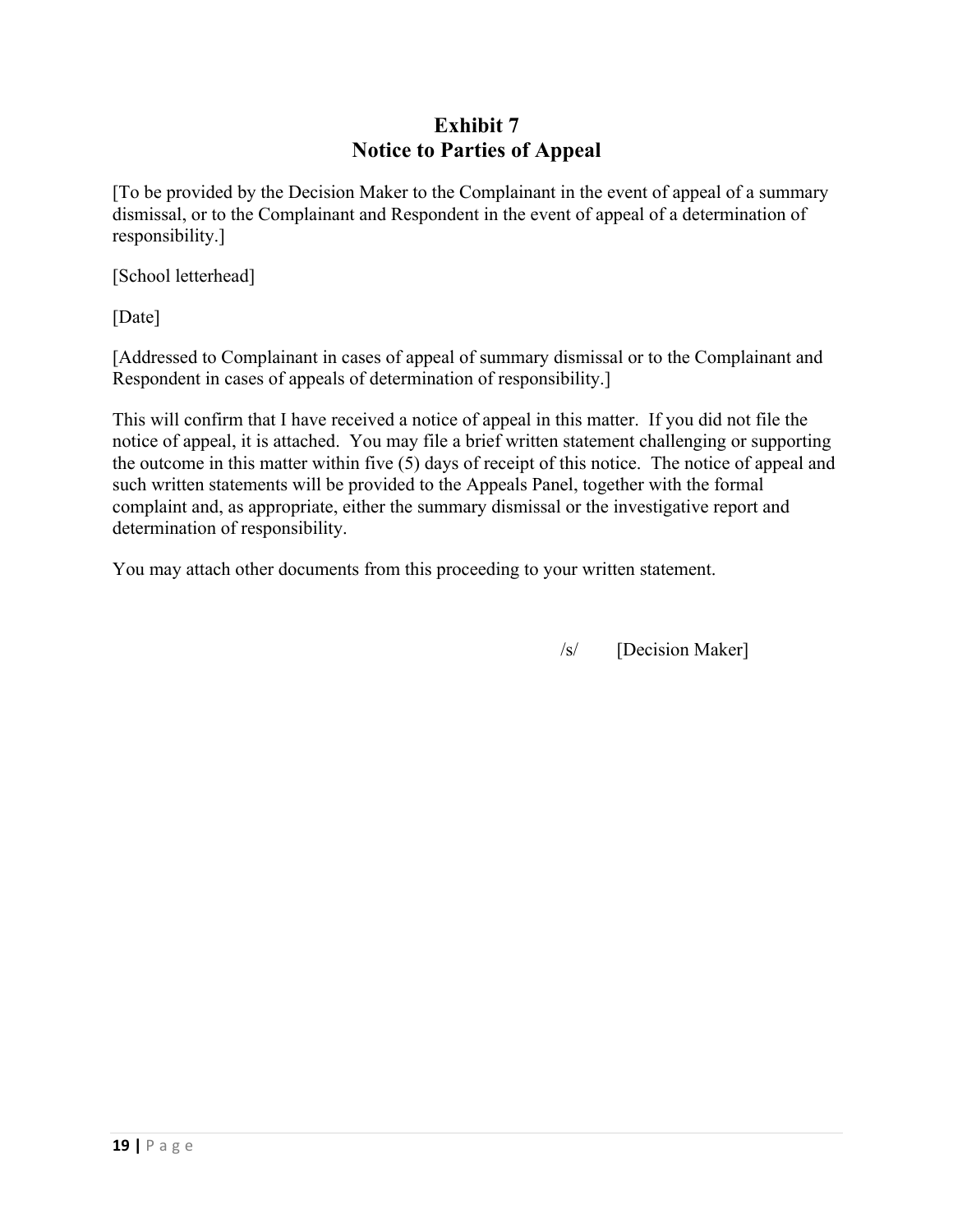# Exhibit 7
# Notice to Parties of Appeal

[To be provided by the Decision Maker to the Complainant in the event of appeal of a summary dismissal, or to the Complainant and Respondent in the event of appeal of a determination of responsibility.]

[School letterhead]

[Date]

[Addressed to Complainant in cases of appeal of summary dismissal or to the Complainant and Respondent in cases of appeals of determination of responsibility.]

This will confirm that I have received a notice of appeal in this matter. If you did not file the notice of appeal, it is attached. You may file a brief written statement challenging or supporting the outcome in this matter within five (5) days of receipt of this notice. The notice of appeal and such written statements will be provided to the Appeals Panel, together with the formal complaint and, as appropriate, either the summary dismissal or the investigative report and determination of responsibility.

You may attach other documents from this proceeding to your written statement.

/s/ [Decision Maker]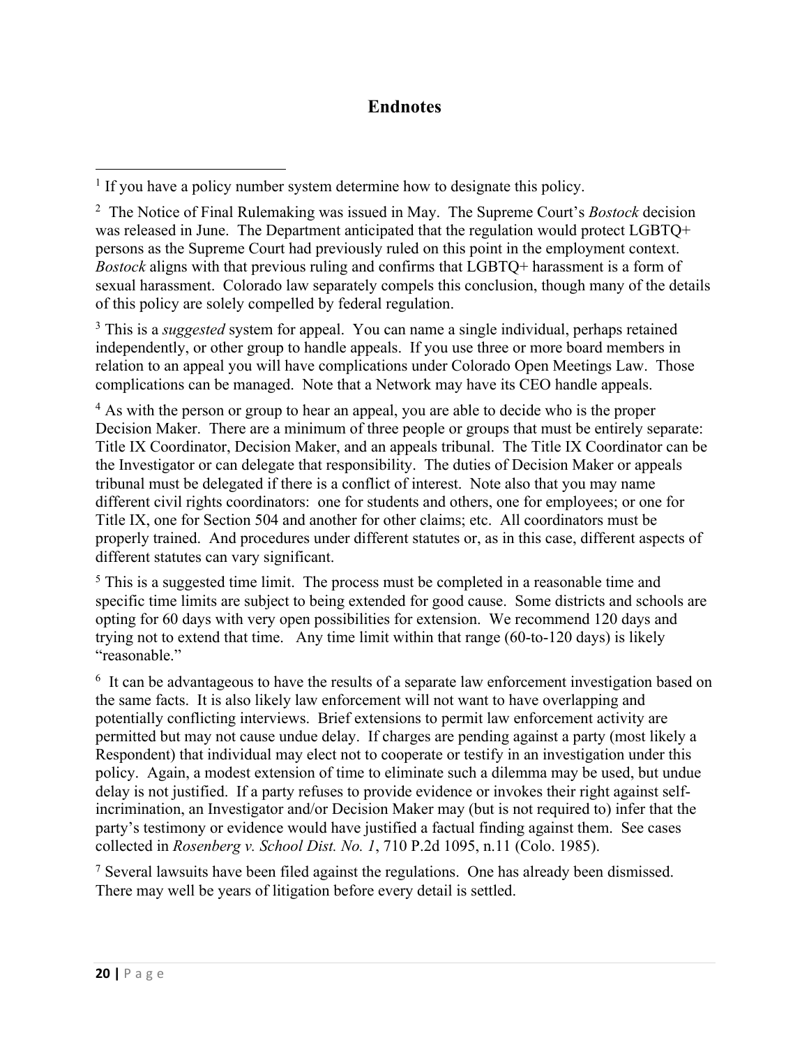# Endnotes

[1] If you have a policy number system determine how to designate this policy.

[2] The Notice of Final Rulemaking was issued in May. The Supreme Court's *Bostock* decision was released in June. The Department anticipated that the regulation would protect LGBTQ+ persons as the Supreme Court had previously ruled on this point in the employment context. *Bostock* aligns with that previous ruling and confirms that LGBTQ+ harassment is a form of sexual harassment. Colorado law separately compels this conclusion, though many of the details of this policy are solely compelled by federal regulation.

[3] This is a *suggested* system for appeal. You can name a single individual, perhaps retained independently, or other group to handle appeals. If you use three or more board members in relation to an appeal you will have complications under Colorado Open Meetings Law. Those complications can be managed. Note that a Network may have its CEO handle appeals.

[4] As with the person or group to hear an appeal, you are able to decide who is the proper Decision Maker. There are a minimum of three people or groups that must be entirely separate: Title IX Coordinator, Decision Maker, and an appeals tribunal. The Title IX Coordinator can be the Investigator or can delegate that responsibility. The duties of Decision Maker or appeals tribunal must be delegated if there is a conflict of interest. Note also that you may name different civil rights coordinators: one for students and others, one for employees; or one for Title IX, one for Section 504 and another for other claims; etc. All coordinators must be properly trained. And procedures under different statutes or, as in this case, different aspects of different statutes can vary significant.

[5] This is a suggested time limit. The process must be completed in a reasonable time and specific time limits are subject to being extended for good cause. Some districts and schools are opting for 60 days with very open possibilities for extension. We recommend 120 days and trying not to extend that time. Any time limit within that range (60-to-120 days) is likely "reasonable."

[6] It can be advantageous to have the results of a separate law enforcement investigation based on the same facts. It is also likely law enforcement will not want to have overlapping and potentially conflicting interviews. Brief extensions to permit law enforcement activity are permitted but may not cause undue delay. If charges are pending against a party (most likely a Respondent) that individual may elect not to cooperate or testify in an investigation under this policy. Again, a modest extension of time to eliminate such a dilemma may be used, but undue delay is not justified. If a party refuses to provide evidence or invokes their right against self-incrimination, an Investigator and/or Decision Maker may (but is not required to) infer that the party's testimony or evidence would have justified a factual finding against them. See cases collected in *Rosenberg v. School Dist. No. 1*, 710 P.2d 1095, n.11 (Colo. 1985).

[7] Several lawsuits have been filed against the regulations. One has already been dismissed. There may well be years of litigation before every detail is settled.